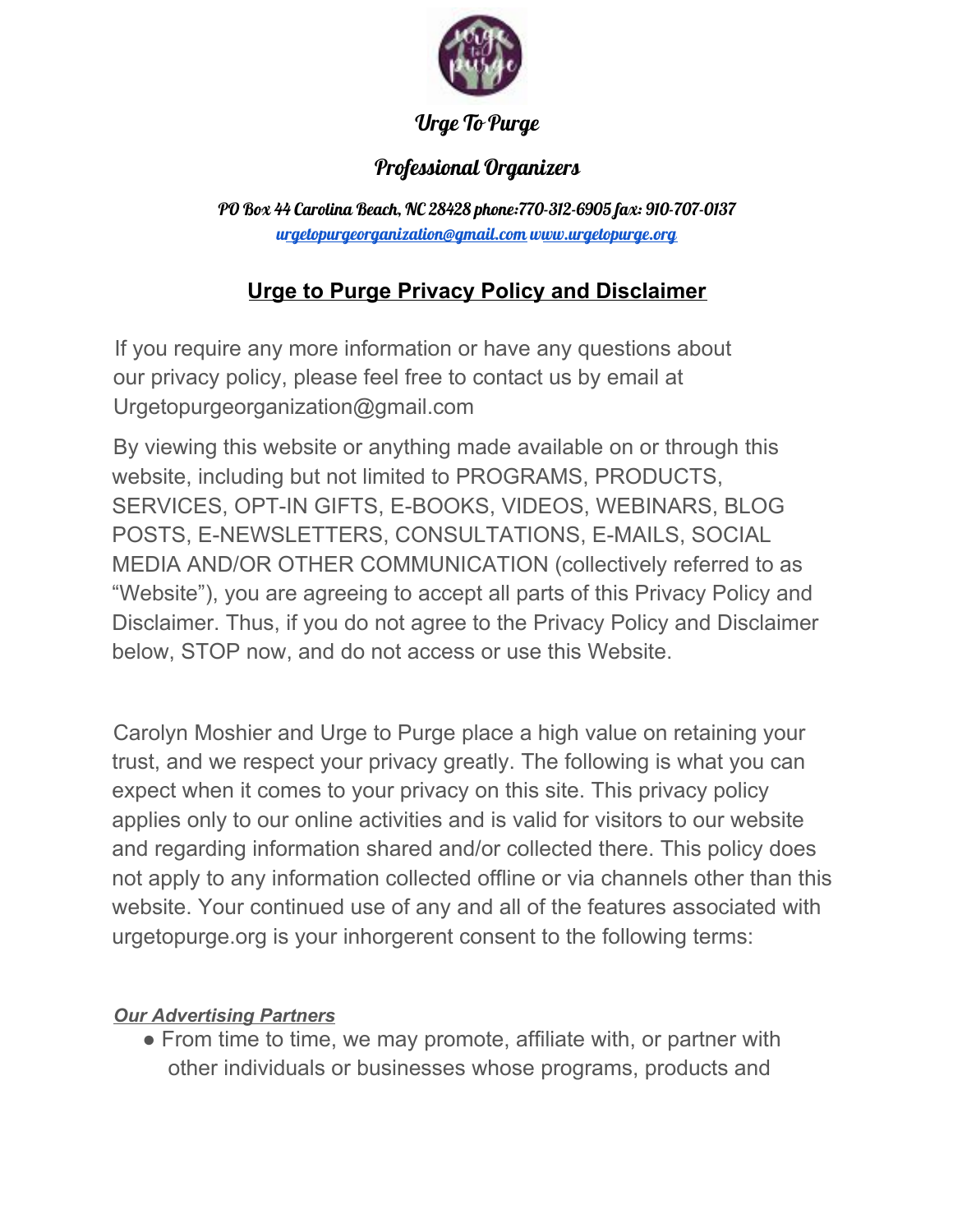Urge To Purge

Professional Organizers

PO Box 44 Carolina Beach, NC 28428 phone:770-312-6905 fax: 910-707-0137
urgetopurgeorganization@gmail.com www.urgetopurge.org

## Urge to Purge Privacy Policy and Disclaimer

If you require any more information or have any questions about our privacy policy, please feel free to contact us by email at Urgetopurgeorganization@gmail.com

By viewing this website or anything made available on or through this website, including but not limited to PROGRAMS, PRODUCTS, SERVICES, OPT-IN GIFTS, E-BOOKS, VIDEOS, WEBINARS, BLOG POSTS, E-NEWSLETTERS, CONSULTATIONS, E-MAILS, SOCIAL MEDIA AND/OR OTHER COMMUNICATION (collectively referred to as "Website"), you are agreeing to accept all parts of this Privacy Policy and Disclaimer. Thus, if you do not agree to the Privacy Policy and Disclaimer below, STOP now, and do not access or use this Website.

Carolyn Moshier and Urge to Purge place a high value on retaining your trust, and we respect your privacy greatly. The following is what you can expect when it comes to your privacy on this site. This privacy policy applies only to our online activities and is valid for visitors to our website and regarding information shared and/or collected there. This policy does not apply to any information collected offline or via channels other than this website. Your continued use of any and all of the features associated with urgetopurge.org is your inhorgerent consent to the following terms:

***Our Advertising Partners***

- From time to time, we may promote, affiliate with, or partner with other individuals or businesses whose programs, products and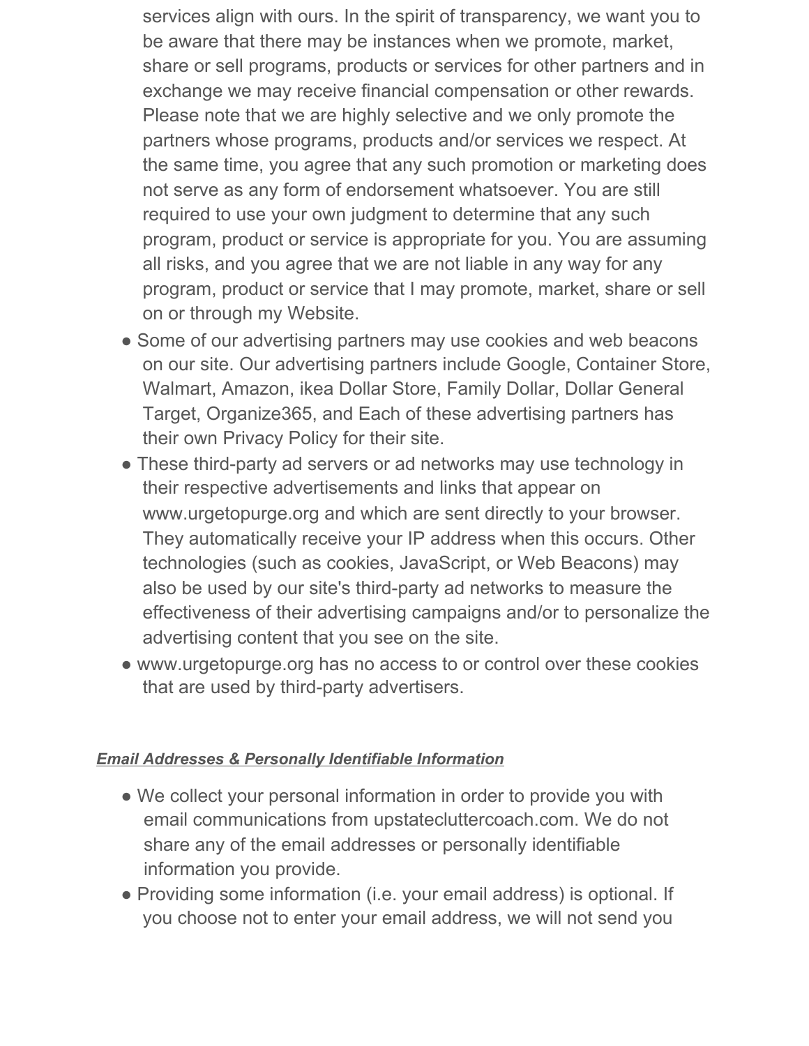services align with ours. In the spirit of transparency, we want you to be aware that there may be instances when we promote, market, share or sell programs, products or services for other partners and in exchange we may receive financial compensation or other rewards. Please note that we are highly selective and we only promote the partners whose programs, products and/or services we respect. At the same time, you agree that any such promotion or marketing does not serve as any form of endorsement whatsoever. You are still required to use your own judgment to determine that any such program, product or service is appropriate for you. You are assuming all risks, and you agree that we are not liable in any way for any program, product or service that I may promote, market, share or sell on or through my Website.

- Some of our advertising partners may use cookies and web beacons on our site. Our advertising partners include Google, Container Store, Walmart, Amazon, ikea Dollar Store, Family Dollar, Dollar General Target, Organize365, and Each of these advertising partners has their own Privacy Policy for their site.
- These third-party ad servers or ad networks may use technology in their respective advertisements and links that appear on www.urgetopurge.org and which are sent directly to your browser. They automatically receive your IP address when this occurs. Other technologies (such as cookies, JavaScript, or Web Beacons) may also be used by our site's third-party ad networks to measure the effectiveness of their advertising campaigns and/or to personalize the advertising content that you see on the site.
- www.urgetopurge.org has no access to or control over these cookies that are used by third-party advertisers.

***Email Addresses & Personally Identifiable Information***

- We collect your personal information in order to provide you with email communications from upstatecluttercoach.com. We do not share any of the email addresses or personally identifiable information you provide.
- Providing some information (i.e. your email address) is optional. If you choose not to enter your email address, we will not send you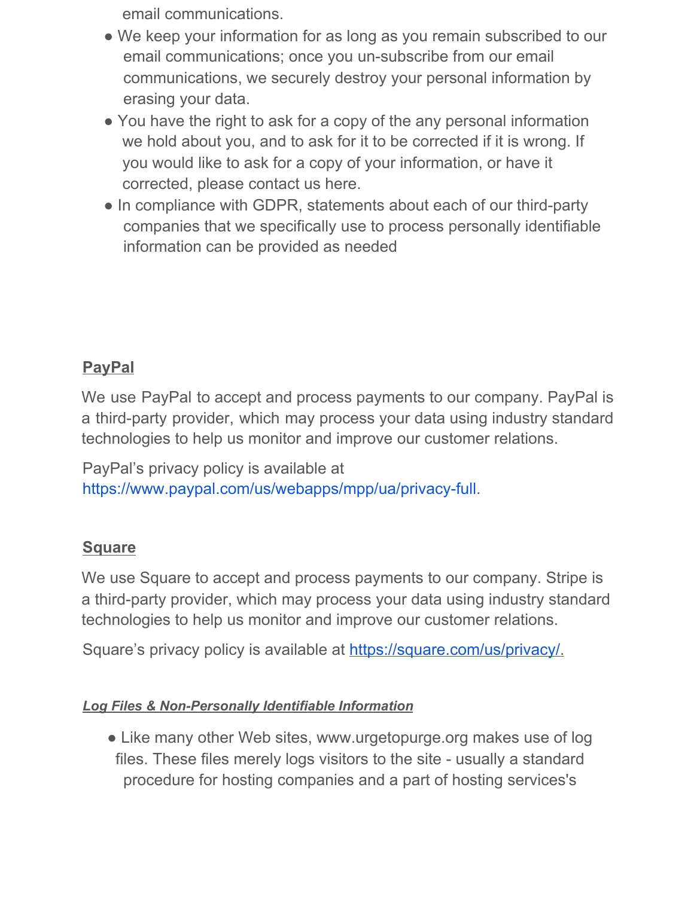email communications.

- We keep your information for as long as you remain subscribed to our email communications; once you un-subscribe from our email communications, we securely destroy your personal information by erasing your data.
- You have the right to ask for a copy of the any personal information we hold about you, and to ask for it to be corrected if it is wrong. If you would like to ask for a copy of your information, or have it corrected, please contact us here.
- In compliance with GDPR, statements about each of our third-party companies that we specifically use to process personally identifiable information can be provided as needed

## PayPal

We use PayPal to accept and process payments to our company. PayPal is a third-party provider, which may process your data using industry standard technologies to help us monitor and improve our customer relations.

PayPal's privacy policy is available at https://www.paypal.com/us/webapps/mpp/ua/privacy-full.

## Square

We use Square to accept and process payments to our company. Stripe is a third-party provider, which may process your data using industry standard technologies to help us monitor and improve our customer relations.

Square's privacy policy is available at https://square.com/us/privacy/.

### *Log Files & Non-Personally Identifiable Information*

- Like many other Web sites, www.urgetopurge.org makes use of log files. These files merely logs visitors to the site - usually a standard procedure for hosting companies and a part of hosting services's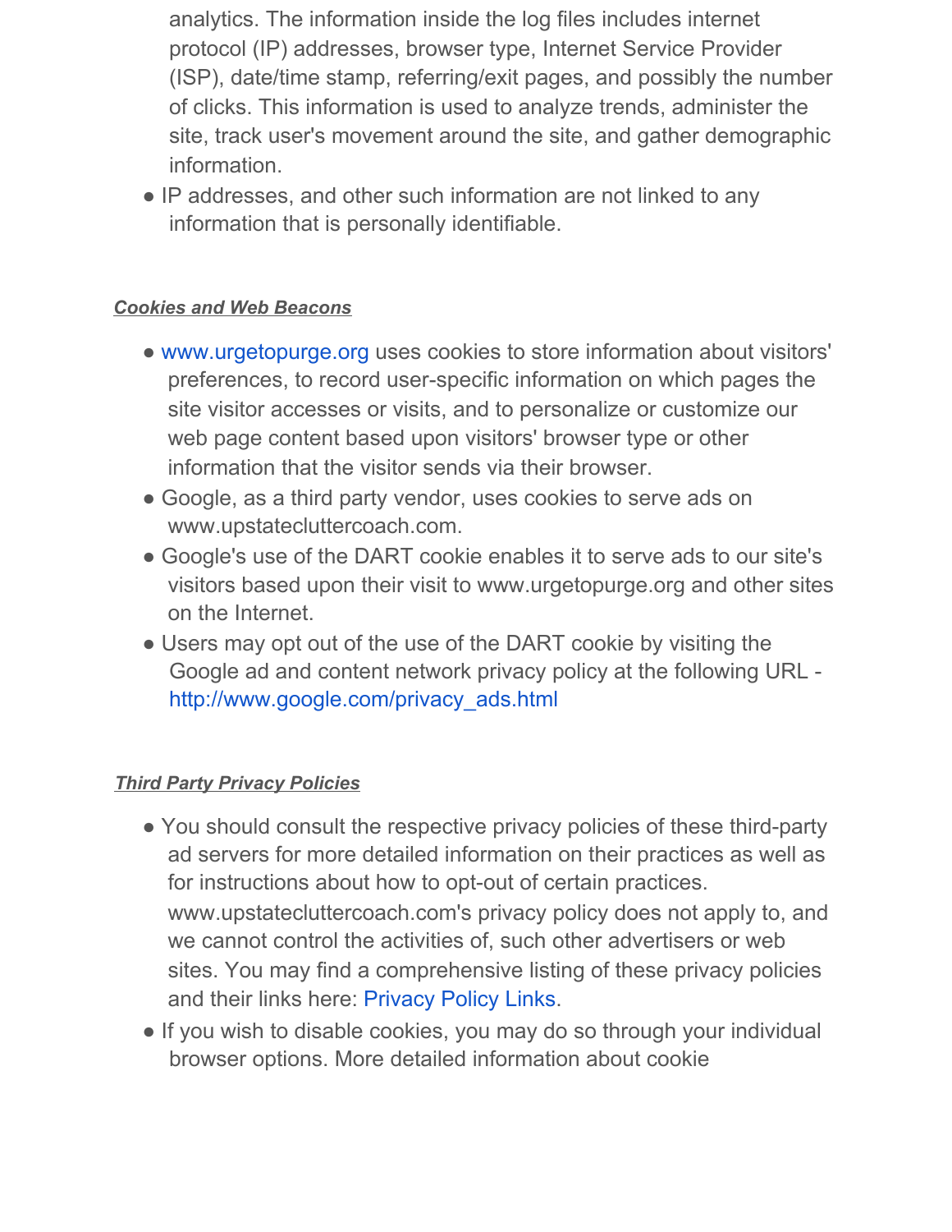analytics. The information inside the log files includes internet protocol (IP) addresses, browser type, Internet Service Provider (ISP), date/time stamp, referring/exit pages, and possibly the number of clicks. This information is used to analyze trends, administer the site, track user's movement around the site, and gather demographic information.

- IP addresses, and other such information are not linked to any information that is personally identifiable.

***Cookies and Web Beacons***

- www.urgetopurge.org uses cookies to store information about visitors' preferences, to record user-specific information on which pages the site visitor accesses or visits, and to personalize or customize our web page content based upon visitors' browser type or other information that the visitor sends via their browser.
- Google, as a third party vendor, uses cookies to serve ads on www.upstateluttercoach.com.
- Google's use of the DART cookie enables it to serve ads to our site's visitors based upon their visit to www.urgetopurge.org and other sites on the Internet.
- Users may opt out of the use of the DART cookie by visiting the Google ad and content network privacy policy at the following URL - http://www.google.com/privacy_ads.html

***Third Party Privacy Policies***

- You should consult the respective privacy policies of these third-party ad servers for more detailed information on their practices as well as for instructions about how to opt-out of certain practices. www.upstateluttercoach.com's privacy policy does not apply to, and we cannot control the activities of, such other advertisers or web sites. You may find a comprehensive listing of these privacy policies and their links here: Privacy Policy Links.
- If you wish to disable cookies, you may do so through your individual browser options. More detailed information about cookie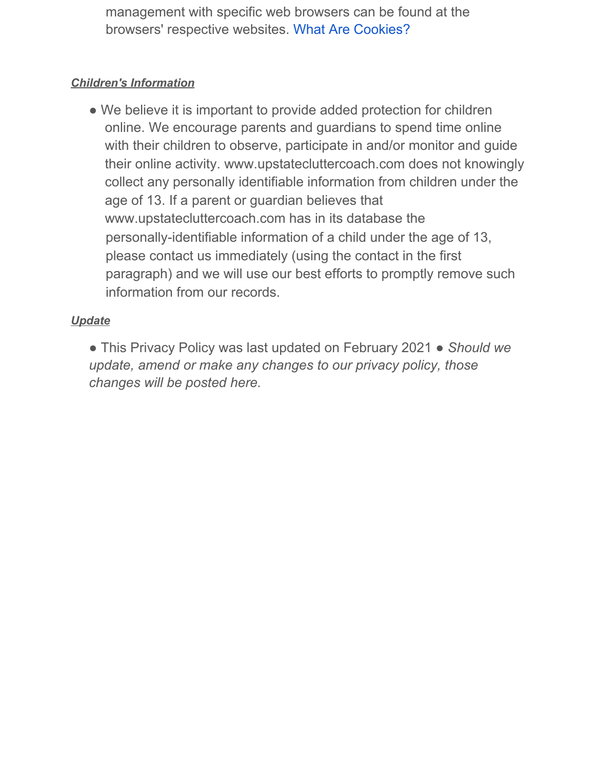management with specific web browsers can be found at the browsers' respective websites. What Are Cookies?

***Children's Information***

- We believe it is important to provide added protection for children online. We encourage parents and guardians to spend time online with their children to observe, participate in and/or monitor and guide their online activity. www.upstatecluttercoach.com does not knowingly collect any personally identifiable information from children under the age of 13. If a parent or guardian believes that www.upstatecluttercoach.com has in its database the personally-identifiable information of a child under the age of 13, please contact us immediately (using the contact in the first paragraph) and we will use our best efforts to promptly remove such information from our records.

***Update***

- This Privacy Policy was last updated on February 2021 ● *Should we update, amend or make any changes to our privacy policy, those changes will be posted here.*